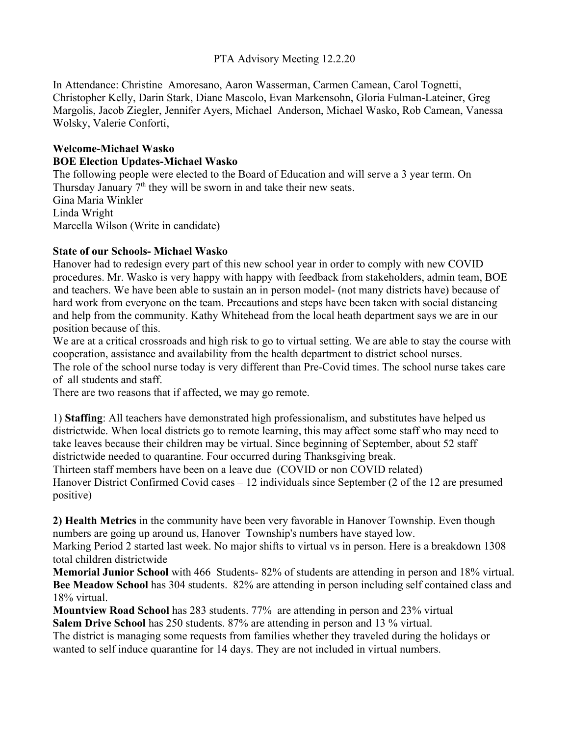PTA Advisory Meeting 12.2.20

In Attendance: Christine Amoresano, Aaron Wasserman, Carmen Camean, Carol Tognetti, Christopher Kelly, Darin Stark, Diane Mascolo, Evan Markensohn, Gloria Fulman-Lateiner, Greg Margolis, Jacob Ziegler, Jennifer Ayers, Michael Anderson, Michael Wasko, Rob Camean, Vanessa Wolsky, Valerie Conforti,

**Welcome-Michael Wasko**

**BOE Election Updates-Michael Wasko**

The following people were elected to the Board of Education and will serve a 3 year term. On Thursday January 7th they will be sworn in and take their new seats.

Gina Maria Winkler
Linda Wright
Marcella Wilson (Write in candidate)

**State of our Schools- Michael Wasko**

Hanover had to redesign every part of this new school year in order to comply with new COVID procedures. Mr. Wasko is very happy with happy with feedback from stakeholders, admin team, BOE and teachers. We have been able to sustain an in person model- (not many districts have) because of hard work from everyone on the team. Precautions and steps have been taken with social distancing and help from the community. Kathy Whitehead from the local heath department says we are in our position because of this.

We are at a critical crossroads and high risk to go to virtual setting. We are able to stay the course with cooperation, assistance and availability from the health department to district school nurses.

The role of the school nurse today is very different than Pre-Covid times. The school nurse takes care of all students and staff.

There are two reasons that if affected, we may go remote.

1) **Staffing**: All teachers have demonstrated high professionalism, and substitutes have helped us districtwide. When local districts go to remote learning, this may affect some staff who may need to take leaves because their children may be virtual. Since beginning of September, about 52 staff districtwide needed to quarantine. Four occurred during Thanksgiving break.

Thirteen staff members have been on a leave due (COVID or non COVID related)

Hanover District Confirmed Covid cases – 12 individuals since September (2 of the 12 are presumed positive)

**2) Health Metrics** in the community have been very favorable in Hanover Township. Even though numbers are going up around us, Hanover Township's numbers have stayed low.

Marking Period 2 started last week. No major shifts to virtual vs in person. Here is a breakdown 1308 total children districtwide

**Memorial Junior School** with 466 Students- 82% of students are attending in person and 18% virtual.

**Bee Meadow School** has 304 students. 82% are attending in person including self contained class and 18% virtual.

**Mountview Road School** has 283 students. 77% are attending in person and 23% virtual

**Salem Drive School** has 250 students. 87% are attending in person and 13 % virtual.

The district is managing some requests from families whether they traveled during the holidays or wanted to self induce quarantine for 14 days. They are not included in virtual numbers.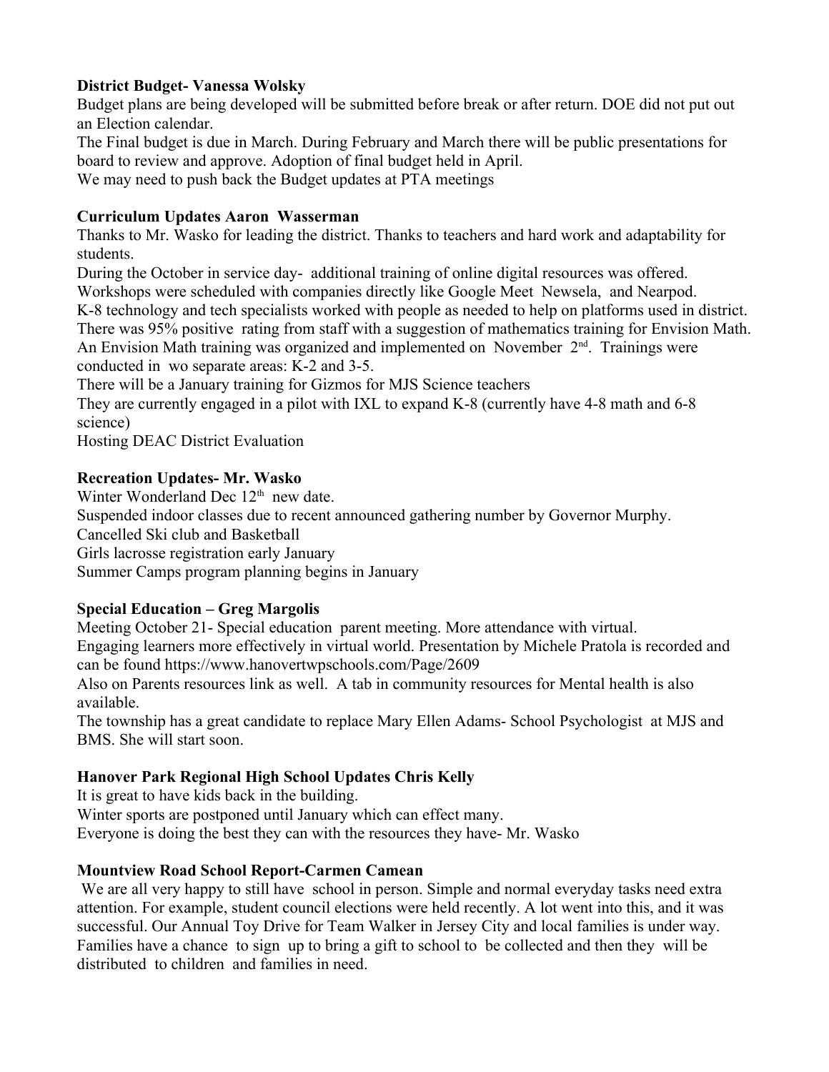**District Budget- Vanessa Wolsky**

Budget plans are being developed will be submitted before break or after return. DOE did not put out an Election calendar.

The Final budget is due in March. During February and March there will be public presentations for board to review and approve. Adoption of final budget held in April.

We may need to push back the Budget updates at PTA meetings

**Curriculum Updates Aaron Wasserman**

Thanks to Mr. Wasko for leading the district. Thanks to teachers and hard work and adaptability for students.

During the October in service day- additional training of online digital resources was offered.

Workshops were scheduled with companies directly like Google Meet Newsela, and Nearpod.

K-8 technology and tech specialists worked with people as needed to help on platforms used in district.

There was 95% positive rating from staff with a suggestion of mathematics training for Envision Math.

An Envision Math training was organized and implemented on November 2nd. Trainings were conducted in wo separate areas: K-2 and 3-5.

There will be a January training for Gizmos for MJS Science teachers

They are currently engaged in a pilot with IXL to expand K-8 (currently have 4-8 math and 6-8 science)

Hosting DEAC District Evaluation

**Recreation Updates- Mr. Wasko**

Winter Wonderland Dec 12th new date.

Suspended indoor classes due to recent announced gathering number by Governor Murphy.

Cancelled Ski club and Basketball

Girls lacrosse registration early January

Summer Camps program planning begins in January

**Special Education – Greg Margolis**

Meeting October 21- Special education parent meeting. More attendance with virtual.

Engaging learners more effectively in virtual world. Presentation by Michele Pratola is recorded and can be found https://www.hanovertwpschools.com/Page/2609

Also on Parents resources link as well. A tab in community resources for Mental health is also available.

The township has a great candidate to replace Mary Ellen Adams- School Psychologist at MJS and BMS. She will start soon.

**Hanover Park Regional High School Updates Chris Kelly**

It is great to have kids back in the building.

Winter sports are postponed until January which can effect many.

Everyone is doing the best they can with the resources they have- Mr. Wasko

**Mountview Road School Report-Carmen Camean**

We are all very happy to still have school in person. Simple and normal everyday tasks need extra attention. For example, student council elections were held recently. A lot went into this, and it was successful. Our Annual Toy Drive for Team Walker in Jersey City and local families is under way. Families have a chance to sign up to bring a gift to school to be collected and then they will be distributed to children and families in need.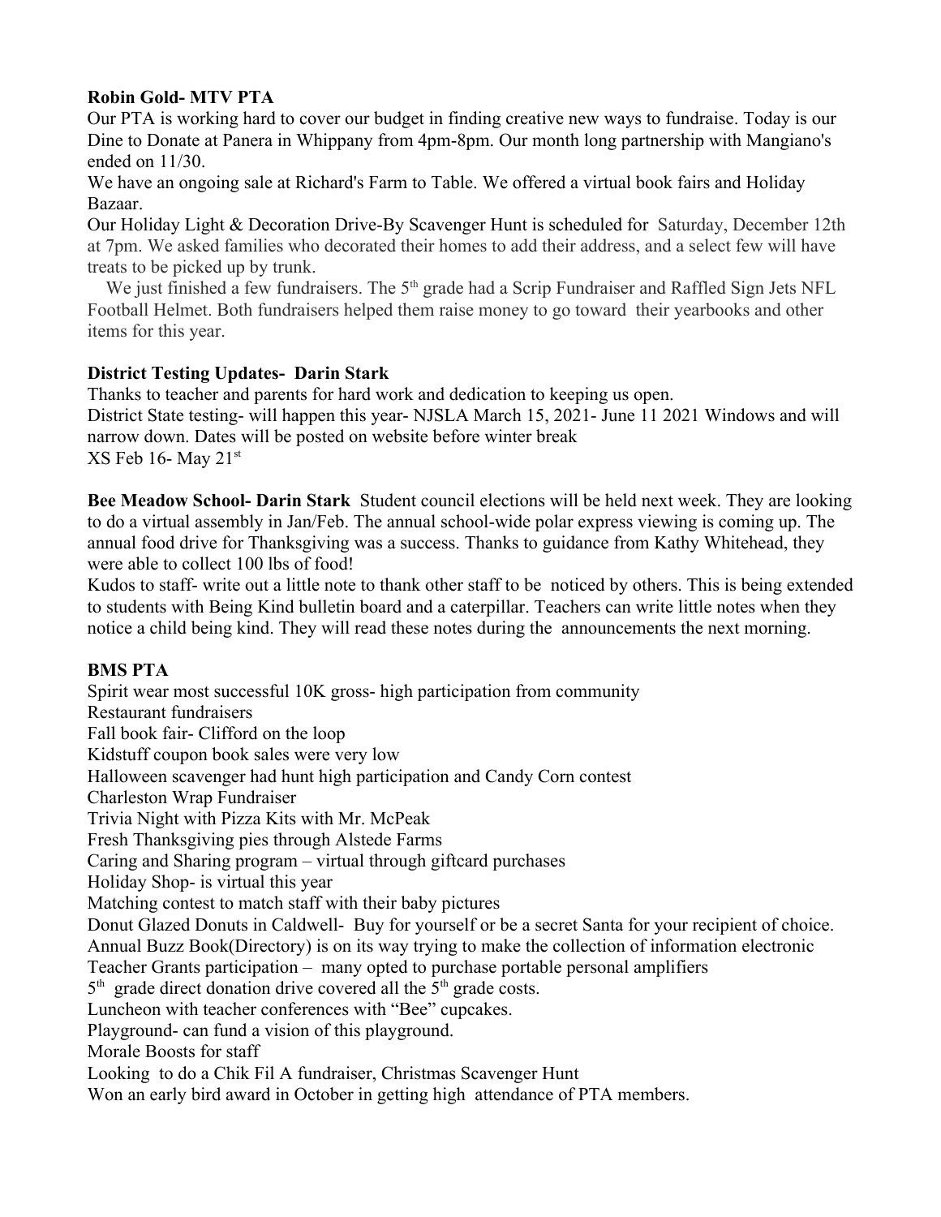**Robin Gold- MTV PTA**

Our PTA is working hard to cover our budget in finding creative new ways to fundraise. Today is our Dine to Donate at Panera in Whippany from 4pm-8pm. Our month long partnership with Mangiano's ended on 11/30.

We have an ongoing sale at Richard's Farm to Table. We offered a virtual book fairs and Holiday Bazaar.

Our Holiday Light & Decoration Drive-By Scavenger Hunt is scheduled for Saturday, December 12th at 7pm. We asked families who decorated their homes to add their address, and a select few will have treats to be picked up by trunk.

We just finished a few fundraisers. The 5th grade had a Scrip Fundraiser and Raffled Sign Jets NFL Football Helmet. Both fundraisers helped them raise money to go toward their yearbooks and other items for this year.

**District Testing Updates- Darin Stark**

Thanks to teacher and parents for hard work and dedication to keeping us open.

District State testing- will happen this year- NJSLA March 15, 2021- June 11 2021 Windows and will narrow down. Dates will be posted on website before winter break

XS Feb 16- May 21st

**Bee Meadow School- Darin Stark** Student council elections will be held next week. They are looking to do a virtual assembly in Jan/Feb. The annual school-wide polar express viewing is coming up. The annual food drive for Thanksgiving was a success. Thanks to guidance from Kathy Whitehead, they were able to collect 100 lbs of food!

Kudos to staff- write out a little note to thank other staff to be noticed by others. This is being extended to students with Being Kind bulletin board and a caterpillar. Teachers can write little notes when they notice a child being kind. They will read these notes during the announcements the next morning.

**BMS PTA**

Spirit wear most successful 10K gross- high participation from community
Restaurant fundraisers
Fall book fair- Clifford on the loop
Kidstuff coupon book sales were very low
Halloween scavenger had hunt high participation and Candy Corn contest
Charleston Wrap Fundraiser
Trivia Night with Pizza Kits with Mr. McPeak
Fresh Thanksgiving pies through Alstede Farms
Caring and Sharing program – virtual through giftcard purchases
Holiday Shop- is virtual this year
Matching contest to match staff with their baby pictures
Donut Glazed Donuts in Caldwell- Buy for yourself or be a secret Santa for your recipient of choice.
Annual Buzz Book(Directory) is on its way trying to make the collection of information electronic
Teacher Grants participation – many opted to purchase portable personal amplifiers
5th grade direct donation drive covered all the 5th grade costs.
Luncheon with teacher conferences with "Bee" cupcakes.
Playground- can fund a vision of this playground.
Morale Boosts for staff
Looking to do a Chik Fil A fundraiser, Christmas Scavenger Hunt
Won an early bird award in October in getting high attendance of PTA members.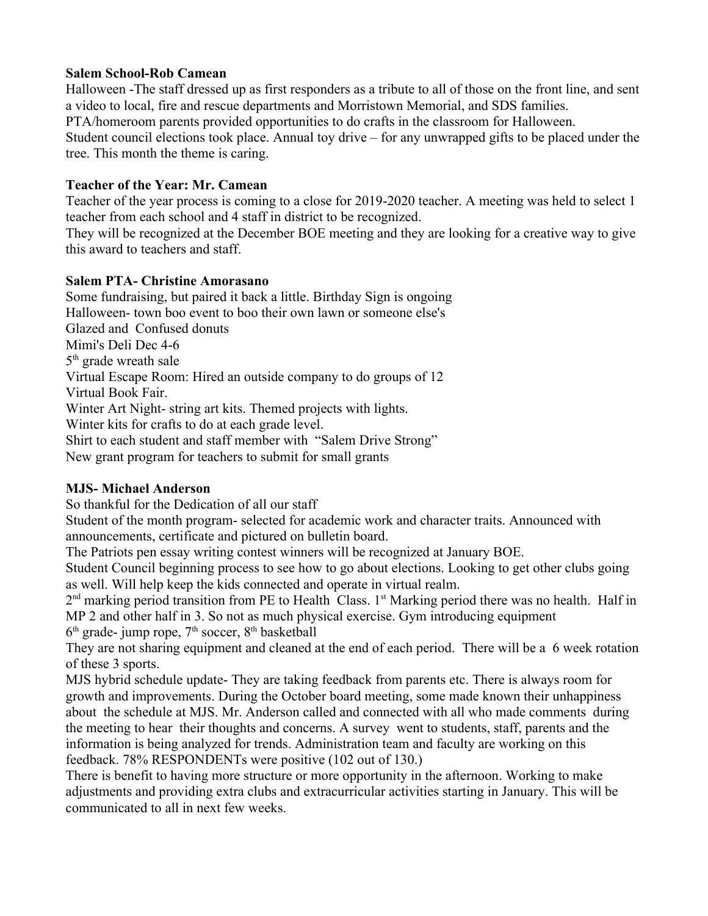**Salem School-Rob Camean**

Halloween -The staff dressed up as first responders as a tribute to all of those on the front line, and sent a video to local, fire and rescue departments and Morristown Memorial, and SDS families.
PTA/homeroom parents provided opportunities to do crafts in the classroom for Halloween.
Student council elections took place. Annual toy drive – for any unwrapped gifts to be placed under the tree. This month the theme is caring.

**Teacher of the Year: Mr. Camean**

Teacher of the year process is coming to a close for 2019-2020 teacher. A meeting was held to select 1 teacher from each school and 4 staff in district to be recognized.
They will be recognized at the December BOE meeting and they are looking for a creative way to give this award to teachers and staff.

**Salem PTA- Christine Amorasano**

Some fundraising, but paired it back a little. Birthday Sign is ongoing
Halloween- town boo event to boo their own lawn or someone else's
Glazed and Confused donuts
Mimi's Deli Dec 4-6
5th grade wreath sale
Virtual Escape Room: Hired an outside company to do groups of 12
Virtual Book Fair.
Winter Art Night- string art kits. Themed projects with lights.
Winter kits for crafts to do at each grade level.
Shirt to each student and staff member with "Salem Drive Strong"
New grant program for teachers to submit for small grants

**MJS- Michael Anderson**

So thankful for the Dedication of all our staff
Student of the month program- selected for academic work and character traits. Announced with announcements, certificate and pictured on bulletin board.
The Patriots pen essay writing contest winners will be recognized at January BOE.
Student Council beginning process to see how to go about elections. Looking to get other clubs going as well. Will help keep the kids connected and operate in virtual realm.
2nd marking period transition from PE to Health Class. 1st Marking period there was no health. Half in MP 2 and other half in 3. So not as much physical exercise. Gym introducing equipment
6th grade- jump rope, 7th soccer, 8th basketball
They are not sharing equipment and cleaned at the end of each period. There will be a 6 week rotation of these 3 sports.
MJS hybrid schedule update- They are taking feedback from parents etc. There is always room for growth and improvements. During the October board meeting, some made known their unhappiness about the schedule at MJS. Mr. Anderson called and connected with all who made comments during the meeting to hear their thoughts and concerns. A survey went to students, staff, parents and the information is being analyzed for trends. Administration team and faculty are working on this feedback. 78% RESPONDENTs were positive (102 out of 130.)
There is benefit to having more structure or more opportunity in the afternoon. Working to make adjustments and providing extra clubs and extracurricular activities starting in January. This will be communicated to all in next few weeks.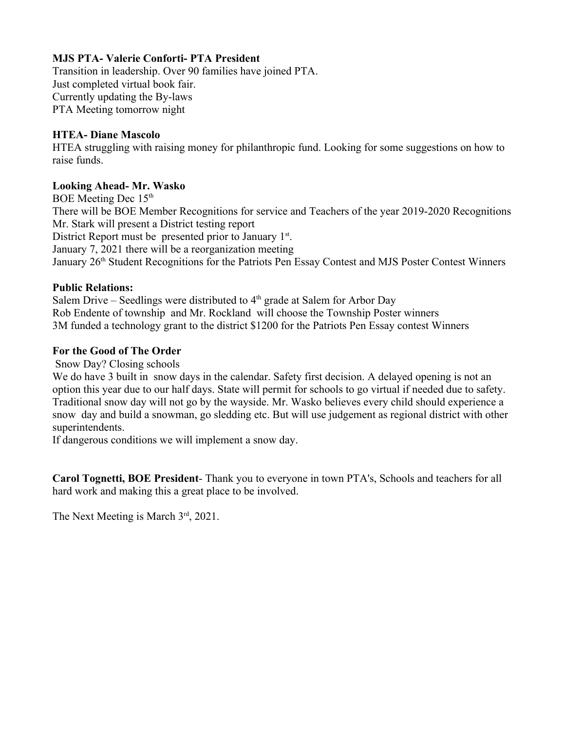**MJS PTA- Valerie Conforti- PTA President**
Transition in leadership. Over 90 families have joined PTA.
Just completed virtual book fair.
Currently updating the By-laws
PTA Meeting tomorrow night

**HTEA- Diane Mascolo**
HTEA struggling with raising money for philanthropic fund. Looking for some suggestions on how to raise funds.

**Looking Ahead- Mr. Wasko**
BOE Meeting Dec 15th
There will be BOE Member Recognitions for service and Teachers of the year 2019-2020 Recognitions
Mr. Stark will present a District testing report
District Report must be presented prior to January 1st.
January 7, 2021 there will be a reorganization meeting
January 26th Student Recognitions for the Patriots Pen Essay Contest and MJS Poster Contest Winners

**Public Relations:**
Salem Drive – Seedlings were distributed to 4th grade at Salem for Arbor Day
Rob Endente of township and Mr. Rockland will choose the Township Poster winners
3M funded a technology grant to the district $1200 for the Patriots Pen Essay contest Winners

**For the Good of The Order**
Snow Day? Closing schools
We do have 3 built in snow days in the calendar. Safety first decision. A delayed opening is not an option this year due to our half days. State will permit for schools to go virtual if needed due to safety. Traditional snow day will not go by the wayside. Mr. Wasko believes every child should experience a snow day and build a snowman, go sledding etc. But will use judgement as regional district with other superintendents.
If dangerous conditions we will implement a snow day.

**Carol Tognetti, BOE President**- Thank you to everyone in town PTA's, Schools and teachers for all hard work and making this a great place to be involved.

The Next Meeting is March 3rd, 2021.